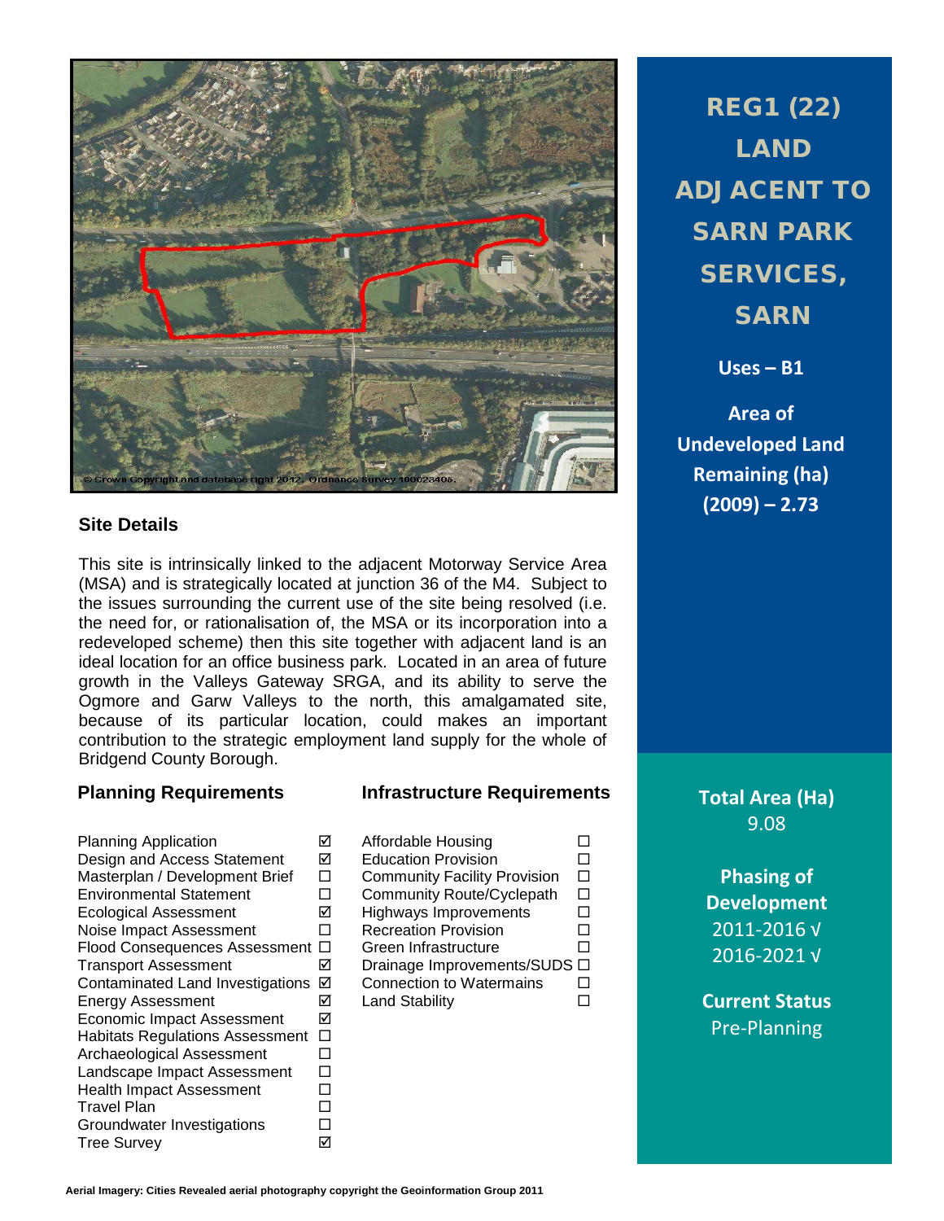# REG1 (22) LAND ADJACENT TO SARN PARK SERVICES, SARN

**Uses – B1**

**Area of Undeveloped Land Remaining (ha) (2009) – 2.73**

## Site Details

This site is intrinsically linked to the adjacent Motorway Service Area (MSA) and is strategically located at junction 36 of the M4. Subject to the issues surrounding the current use of the site being resolved (i.e. the need for, or rationalisation of, the MSA or its incorporation into a redeveloped scheme) then this site together with adjacent land is an ideal location for an office business park. Located in an area of future growth in the Valleys Gateway SRGA, and its ability to serve the Ogmore and Garw Valleys to the north, this amalgamated site, because of its particular location, could makes an important contribution to the strategic employment land supply for the whole of Bridgend County Borough.

## Planning Requirements

| Requirement | |
|---|---|
| Planning Application | ☑ |
| Design and Access Statement | ☑ |
| Masterplan / Development Brief | ☐ |
| Environmental Statement | ☐ |
| Ecological Assessment | ☑ |
| Noise Impact Assessment | ☐ |
| Flood Consequences Assessment | ☐ |
| Transport Assessment | ☑ |
| Contaminated Land Investigations | ☑ |
| Energy Assessment | ☑ |
| Economic Impact Assessment | ☑ |
| Habitats Regulations Assessment | ☐ |
| Archaeological Assessment | ☐ |
| Landscape Impact Assessment | ☐ |
| Health Impact Assessment | ☐ |
| Travel Plan | ☐ |
| Groundwater Investigations | ☐ |
| Tree Survey | ☑ |

## Infrastructure Requirements

| Requirement | |
|---|---|
| Affordable Housing | ☐ |
| Education Provision | ☐ |
| Community Facility Provision | ☐ |
| Community Route/Cyclepath | ☐ |
| Highways Improvements | ☐ |
| Recreation Provision | ☐ |
| Green Infrastructure | ☐ |
| Drainage Improvements/SUDS | ☐ |
| Connection to Watermains | ☐ |
| Land Stability | ☐ |

**Total Area (Ha)**
9.08

**Phasing of Development**
2011-2016 √
2016-2021 √

**Current Status**
Pre-Planning

**Aerial Imagery: Cities Revealed aerial photography copyright the Geoinformation Group 2011**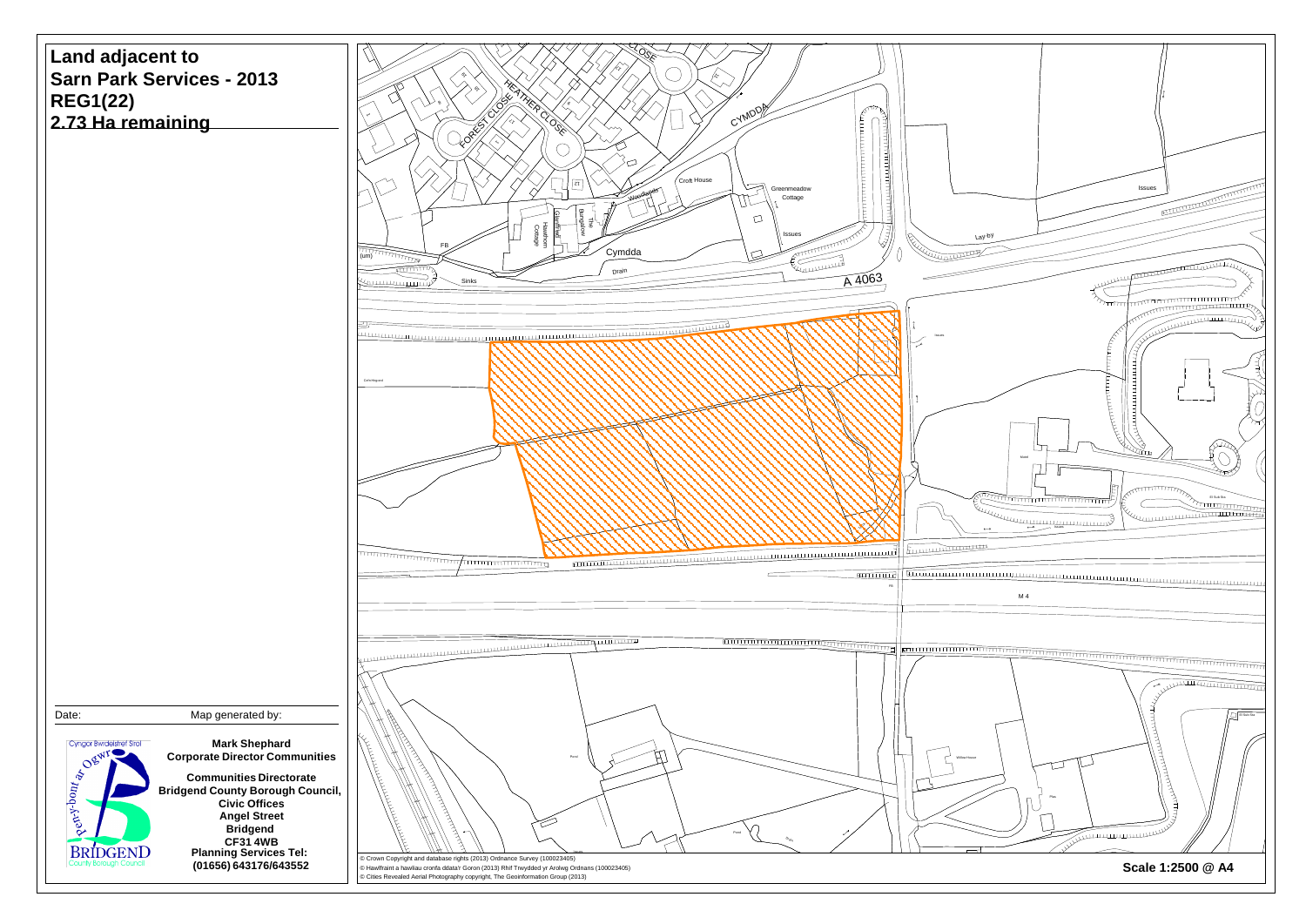# Land adjacent to Sarn Park Services - 2013
# REG1(22)
# 2.73 Ha remaining

HEATHER CLOSE

FOREST CLOSE

CYMDDA

Croft House

Greenmeadow Cottage

Woodlands

The Bungalow

Hawthorn Cottage

Issues

Cymdda

Drain

FB

Sinks

A 4063

Lay-by

Issues

Motel

M 4

Pond

Willow House

Date:

Map generated by:

**Mark Shephard**
**Corporate Director Communities**

**Communities Directorate**
**Bridgend County Borough Council,**
**Civic Offices**
**Angel Street**
**Bridgend**
**CF31 4WB**
**Planning Services Tel:**
**(01656) 643176/643552**

Cyngor Bwrdeistref Sirol Pen-y-bont ar Ogwr
BRIDGEND County Borough Council

© Crown Copyright and database rights (2013) Ordnance Survey (100023405)
© Hawlfraint a hawliau cronfa ddata'r Goron (2013) Rhif Trwydded yr Arolwg Ordnans (100023405)
© Cities Revealed Aerial Photography copyright, The Geoinformation Group (2013)

**Scale 1:2500 @ A4**